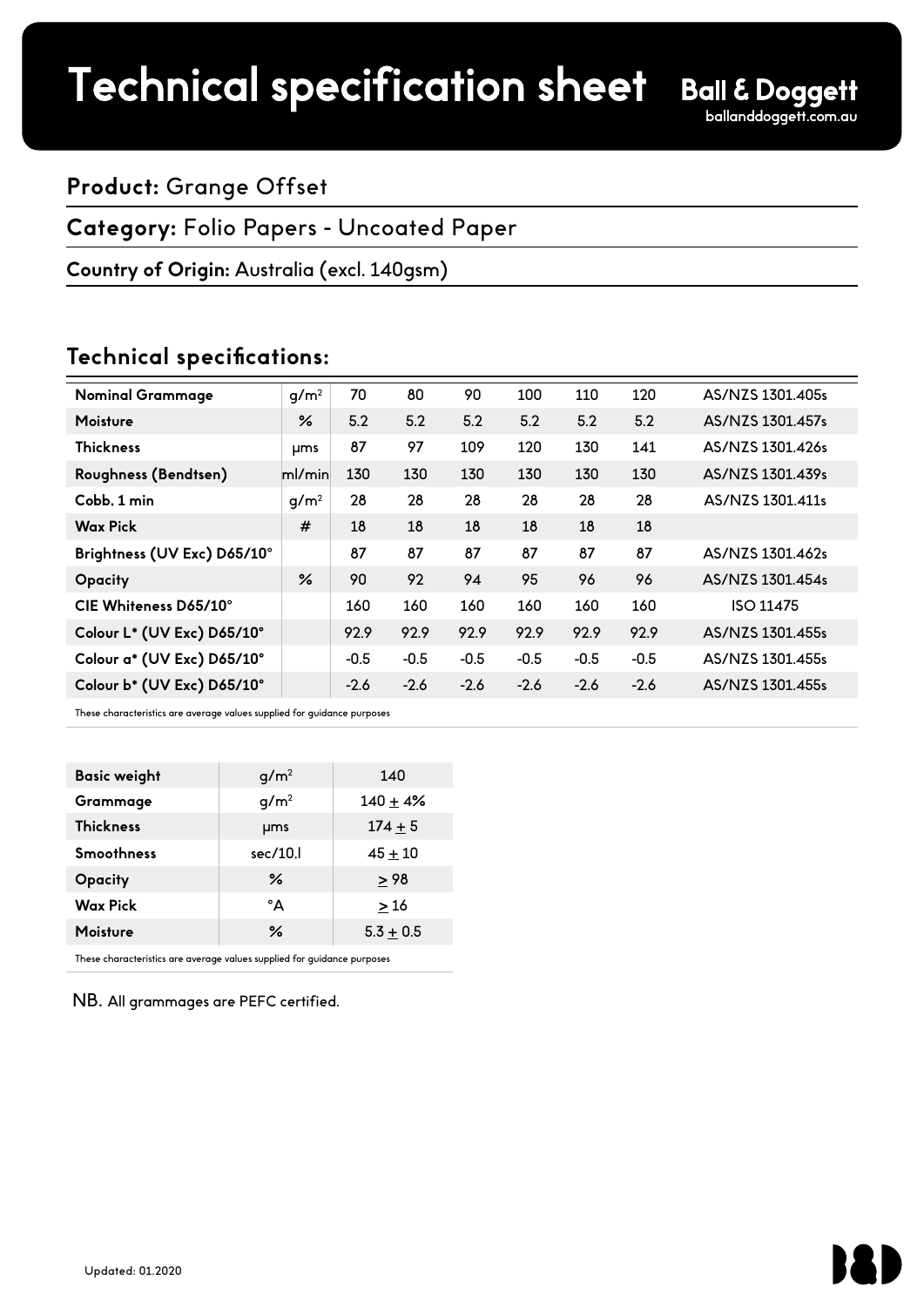# Technical specification sheet

**Ball & Doggett**
balldoggett.com.au

**Product:** Grange Offset

**Category:** Folio Papers - Uncoated Paper

**Country of Origin:** Australia (excl. 140gsm)

## Technical specifications:

| Nominal Grammage | $g/m^2$ | 70 | 80 | 90 | 100 | 110 | 120 | AS/NZS 1301.405s |
|---|---|---|---|---|---|---|---|---|
| Moisture | % | 5.2 | 5.2 | 5.2 | 5.2 | 5.2 | 5.2 | AS/NZS 1301.457s |
| Thickness | µms | 87 | 97 | 109 | 120 | 130 | 141 | AS/NZS 1301.426s |
| Roughness (Bendtsen) | ml/min | 130 | 130 | 130 | 130 | 130 | 130 | AS/NZS 1301.439s |
| Cobb, 1 min | $g/m^2$ | 28 | 28 | 28 | 28 | 28 | 28 | AS/NZS 1301.411s |
| Wax Pick | # | 18 | 18 | 18 | 18 | 18 | 18 | |
| Brightness (UV Exc) D65/10° | | 87 | 87 | 87 | 87 | 87 | 87 | AS/NZS 1301.462s |
| Opacity | % | 90 | 92 | 94 | 95 | 96 | 96 | AS/NZS 1301.454s |
| CIE Whiteness D65/10° | | 160 | 160 | 160 | 160 | 160 | 160 | ISO 11475 |
| Colour L* (UV Exc) D65/10° | | 92.9 | 92.9 | 92.9 | 92.9 | 92.9 | 92.9 | AS/NZS 1301.455s |
| Colour a* (UV Exc) D65/10° | | -0.5 | -0.5 | -0.5 | -0.5 | -0.5 | -0.5 | AS/NZS 1301.455s |
| Colour b* (UV Exc) D65/10° | | -2.6 | -2.6 | -2.6 | -2.6 | -2.6 | -2.6 | AS/NZS 1301.455s |

These characteristics are average values supplied for guidance purposes

| Basic weight | $g/m^2$ | 140 |
|---|---|---|
| Grammage | $g/m^2$ | $140 \pm 4\%$ |
| Thickness | µms | $174 \pm 5$ |
| Smoothness | sec/10.l | $45 \pm 10$ |
| Opacity | % | $\geq 98$ |
| Wax Pick | °A | $\geq 16$ |
| Moisture | % | $5.3 \pm 0.5$ |

These characteristics are average values supplied for guidance purposes

NB. All grammages are PEFC certified.

Updated: 01.2020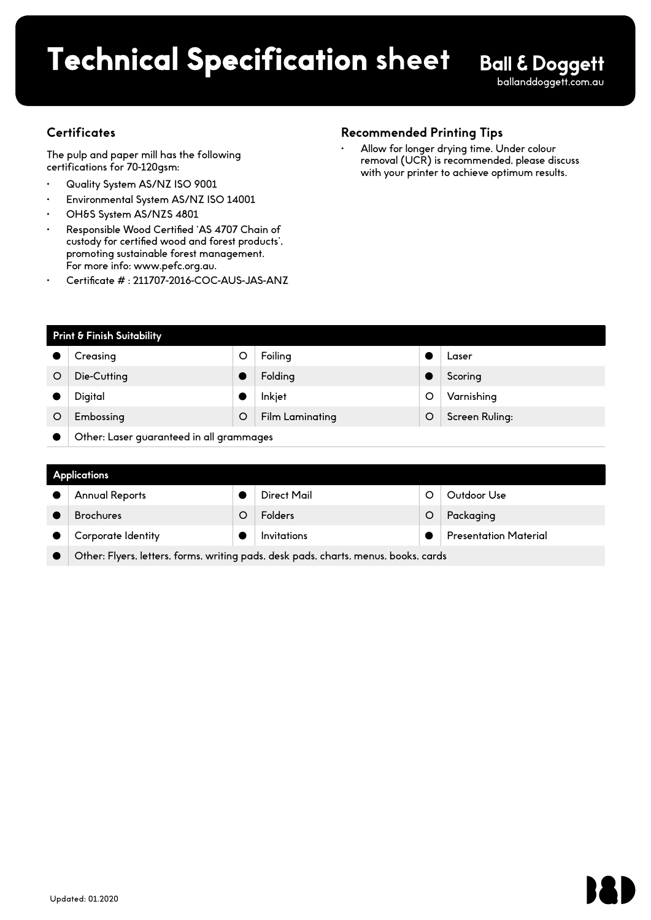# Technical Specification sheet

**Ball & Doggett**
balldoggett.com.au

## Certificates

The pulp and paper mill has the following certifications for 70-120gsm:

- Quality System AS/NZ ISO 9001
- Environmental System AS/NZ ISO 14001
- OH&S System AS/NZS 4801
- Responsible Wood Certified 'AS 4707 Chain of custody for certified wood and forest products', promoting sustainable forest management. For more info: www.pefc.org.au.
- Certificate # : 211707-2016-COC-AUS-JAS-ANZ

## Recommended Printing Tips

- Allow for longer drying time. Under colour removal (UCR) is recommended, please discuss with your printer to achieve optimum results.

| Print & Finish Suitability | | | | | |
|---|---|---|---|---|---|
| ● | Creasing | ○ | Foiling | ● | Laser |
| ○ | Die-Cutting | ● | Folding | ● | Scoring |
| ● | Digital | ● | Inkjet | ○ | Varnishing |
| ○ | Embossing | ○ | Film Laminating | ○ | Screen Ruling: |
| ● | Other: Laser guaranteed in all grammages | | | | |

| Applications | | | | | |
|---|---|---|---|---|---|
| ● | Annual Reports | ● | Direct Mail | ○ | Outdoor Use |
| ● | Brochures | ○ | Folders | ○ | Packaging |
| ● | Corporate Identity | ● | Invitations | ● | Presentation Material |
| ● | Other: Flyers, letters, forms, writing pads, desk pads, charts, menus, books, cards | | | | |

Updated: 01.2020